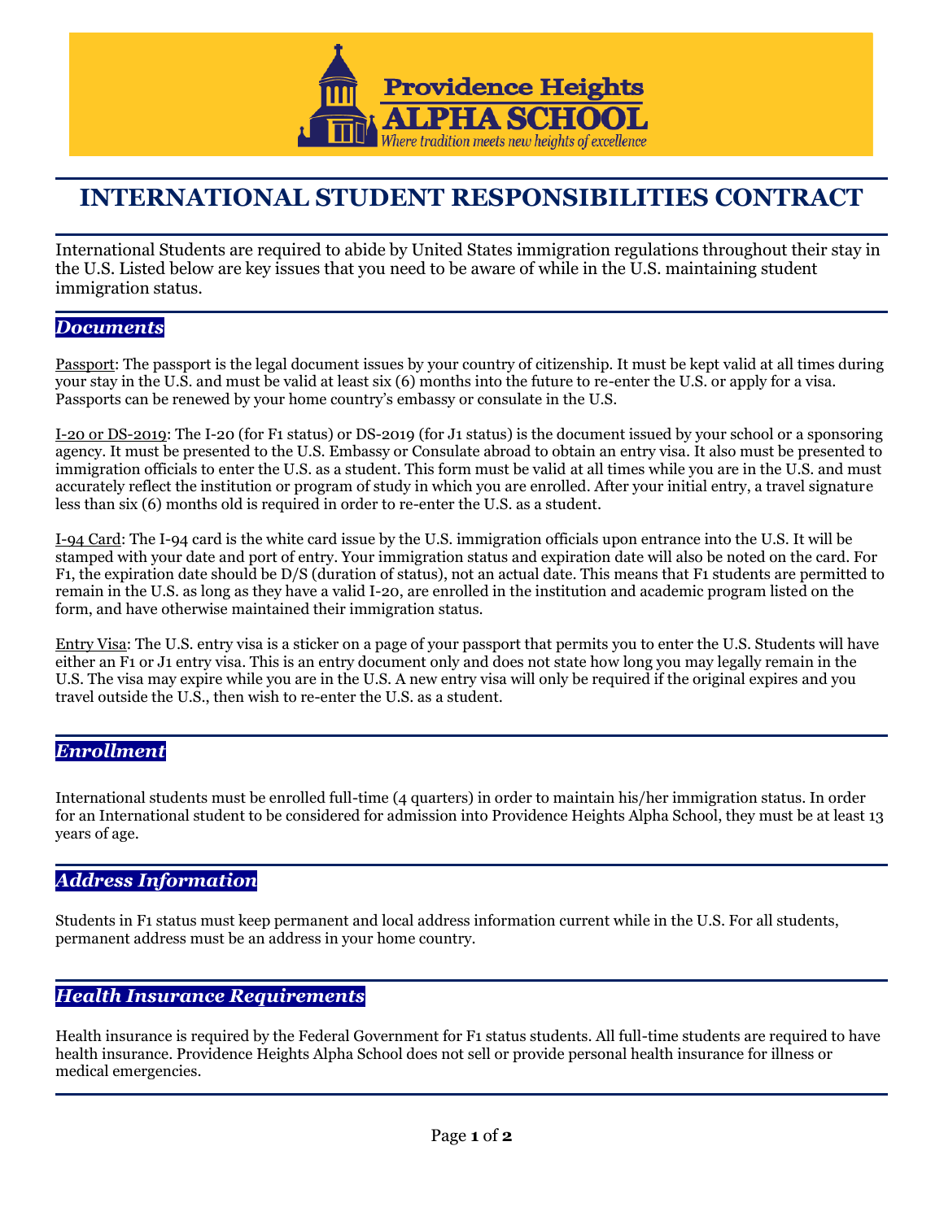# INTERNATIONAL STUDENT RESPONSIBILITIES CONTRACT

International Students are required to abide by United States immigration regulations throughout their stay in the U.S. Listed below are key issues that you need to be aware of while in the U.S. maintaining student immigration status.

## *Documents*

Passport: The passport is the legal document issues by your country of citizenship. It must be kept valid at all times during your stay in the U.S. and must be valid at least six (6) months into the future to re-enter the U.S. or apply for a visa. Passports can be renewed by your home country's embassy or consulate in the U.S.

I-20 or DS-2019: The I-20 (for F1 status) or DS-2019 (for J1 status) is the document issued by your school or a sponsoring agency. It must be presented to the U.S. Embassy or Consulate abroad to obtain an entry visa. It also must be presented to immigration officials to enter the U.S. as a student. This form must be valid at all times while you are in the U.S. and must accurately reflect the institution or program of study in which you are enrolled. After your initial entry, a travel signature less than six (6) months old is required in order to re-enter the U.S. as a student.

I-94 Card: The I-94 card is the white card issue by the U.S. immigration officials upon entrance into the U.S. It will be stamped with your date and port of entry. Your immigration status and expiration date will also be noted on the card. For F1, the expiration date should be D/S (duration of status), not an actual date. This means that F1 students are permitted to remain in the U.S. as long as they have a valid I-20, are enrolled in the institution and academic program listed on the form, and have otherwise maintained their immigration status.

Entry Visa: The U.S. entry visa is a sticker on a page of your passport that permits you to enter the U.S. Students will have either an F1 or J1 entry visa. This is an entry document only and does not state how long you may legally remain in the U.S. The visa may expire while you are in the U.S. A new entry visa will only be required if the original expires and you travel outside the U.S., then wish to re-enter the U.S. as a student.

## *Enrollment*

International students must be enrolled full-time (4 quarters) in order to maintain his/her immigration status. In order for an International student to be considered for admission into Providence Heights Alpha School, they must be at least 13 years of age.

## *Address Information*

Students in F1 status must keep permanent and local address information current while in the U.S. For all students, permanent address must be an address in your home country.

## *Health Insurance Requirements*

Health insurance is required by the Federal Government for F1 status students. All full-time students are required to have health insurance. Providence Heights Alpha School does not sell or provide personal health insurance for illness or medical emergencies.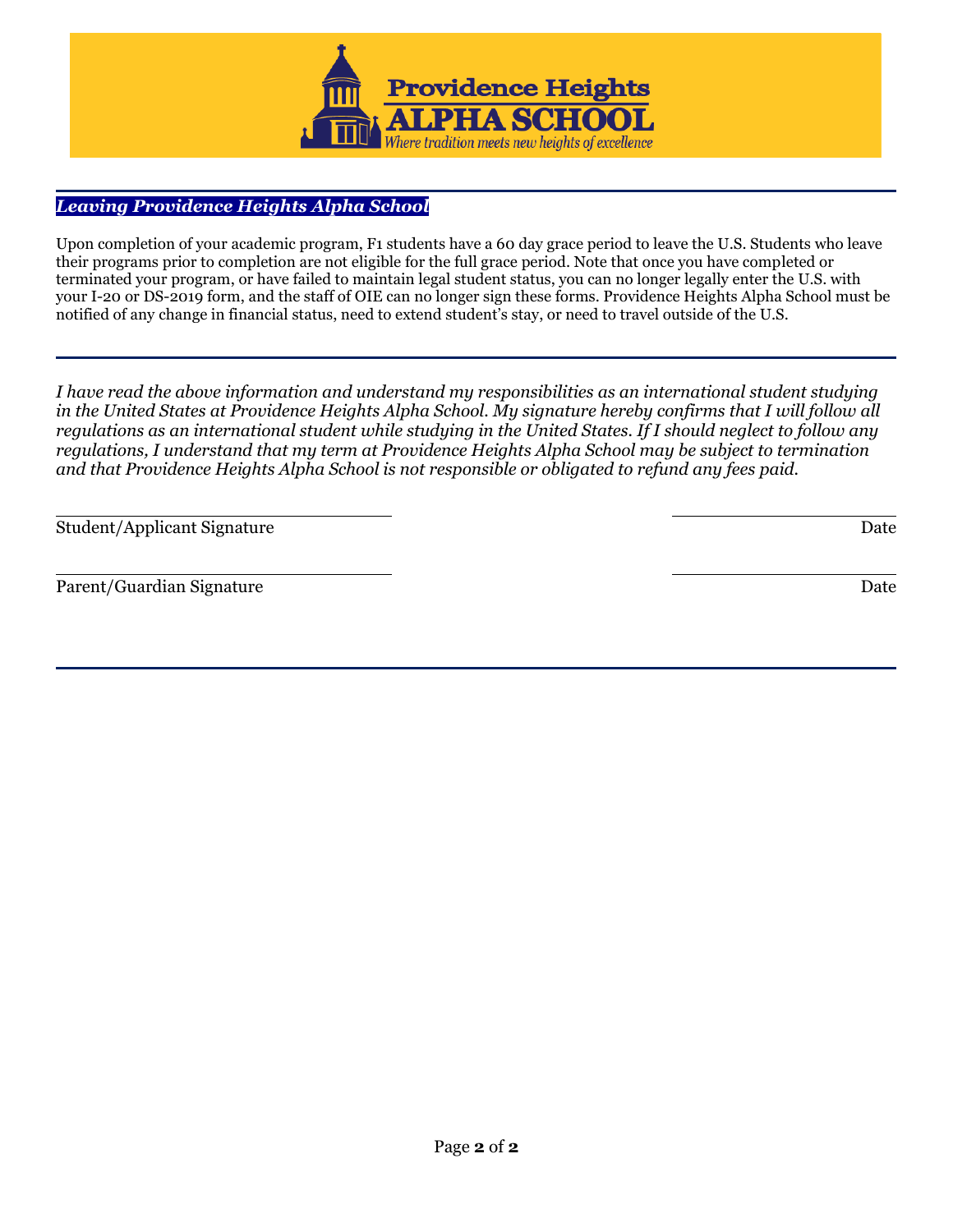**Providence Heights ALPHA SCHOOL**

*Where tradition meets new heights of excellence*

### *Leaving Providence Heights Alpha School*

Upon completion of your academic program, F1 students have a 60 day grace period to leave the U.S. Students who leave their programs prior to completion are not eligible for the full grace period. Note that once you have completed or terminated your program, or have failed to maintain legal student status, you can no longer legally enter the U.S. with your I-20 or DS-2019 form, and the staff of OIE can no longer sign these forms. Providence Heights Alpha School must be notified of any change in financial status, need to extend student's stay, or need to travel outside of the U.S.

---

*I have read the above information and understand my responsibilities as an international student studying in the United States at Providence Heights Alpha School. My signature hereby confirms that I will follow all regulations as an international student while studying in the United States. If I should neglect to follow any regulations, I understand that my term at Providence Heights Alpha School may be subject to termination and that Providence Heights Alpha School is not responsible or obligated to refund any fees paid.*

\_\_\_\_\_\_\_\_\_\_\_\_\_\_\_\_\_\_\_\_\_\_\_\_\_\_\_\_ \_\_\_\_\_\_\_\_\_\_\_\_\_\_\_\_\_\_\_\_

Student/Applicant Signature Date

\_\_\_\_\_\_\_\_\_\_\_\_\_\_\_\_\_\_\_\_\_\_\_\_\_\_\_\_ \_\_\_\_\_\_\_\_\_\_\_\_\_\_\_\_\_\_\_\_

Parent/Guardian Signature Date